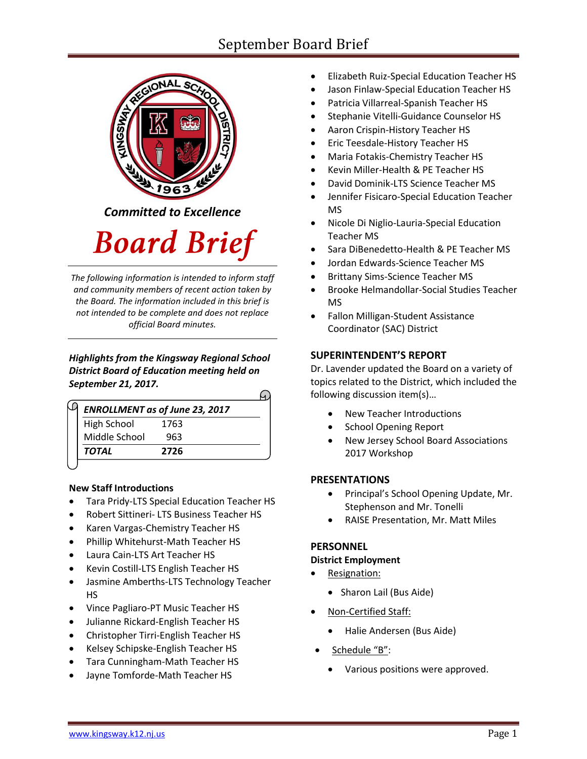# Board Brief

*Committed to Excellence*

*The following information is intended to inform staff and community members of recent action taken by the Board. The information included in this brief is not intended to be complete and does not replace official Board minutes.*

***Highlights from the Kingsway Regional School District Board of Education meeting held on September 21, 2017.***

| ***ENROLLMENT as of June 23, 2017*** | |
|---|---|
| High School | 1763 |
| Middle School | 963 |
| ***TOTAL*** | **2726** |

**New Staff Introductions**

- Tara Pridy-LTS Special Education Teacher HS
- Robert Sittineri- LTS Business Teacher HS
- Karen Vargas-Chemistry Teacher HS
- Phillip Whitehurst-Math Teacher HS
- Laura Cain-LTS Art Teacher HS
- Kevin Costill-LTS English Teacher HS
- Jasmine Amberths-LTS Technology Teacher HS
- Vince Pagliaro-PT Music Teacher HS
- Julianne Rickard-English Teacher HS
- Christopher Tirri-English Teacher HS
- Kelsey Schipske-English Teacher HS
- Tara Cunningham-Math Teacher HS
- Jayne Tomforde-Math Teacher HS
- Elizabeth Ruiz-Special Education Teacher HS
- Jason Finlaw-Special Education Teacher HS
- Patricia Villarreal-Spanish Teacher HS
- Stephanie Vitelli-Guidance Counselor HS
- Aaron Crispin-History Teacher HS
- Eric Teesdale-History Teacher HS
- Maria Fotakis-Chemistry Teacher HS
- Kevin Miller-Health & PE Teacher HS
- David Dominik-LTS Science Teacher MS
- Jennifer Fisicaro-Special Education Teacher MS
- Nicole Di Niglio-Lauria-Special Education Teacher MS
- Sara DiBenedetto-Health & PE Teacher MS
- Jordan Edwards-Science Teacher MS
- Brittany Sims-Science Teacher MS
- Brooke Helmandollar-Social Studies Teacher MS
- Fallon Milligan-Student Assistance Coordinator (SAC) District

## SUPERINTENDENT'S REPORT

Dr. Lavender updated the Board on a variety of topics related to the District, which included the following discussion item(s)…

- New Teacher Introductions
- School Opening Report
- New Jersey School Board Associations 2017 Workshop

## PRESENTATIONS

- Principal's School Opening Update, Mr. Stephenson and Mr. Tonelli
- RAISE Presentation, Mr. Matt Miles

## PERSONNEL

**District Employment**

- Resignation:
  - Sharon Lail (Bus Aide)
- Non-Certified Staff:
  - Halie Andersen (Bus Aide)
- Schedule "B":
  - Various positions were approved.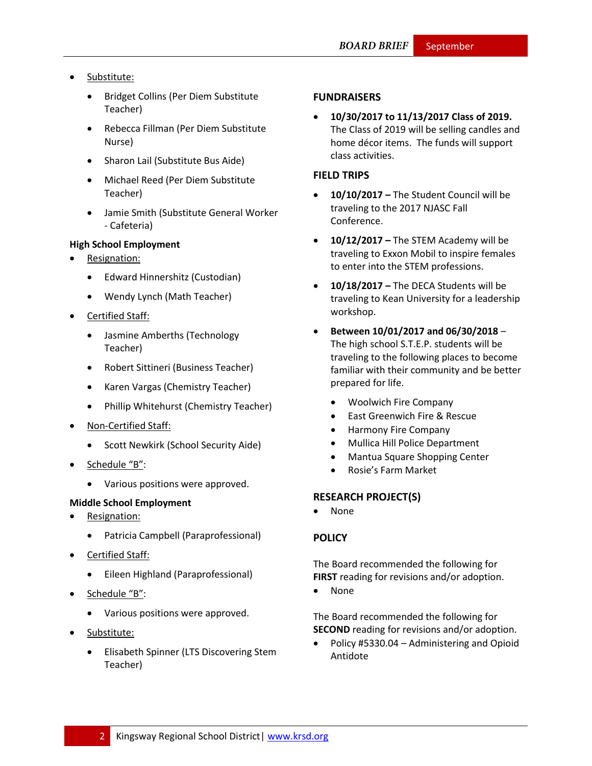- Substitute:
  - Bridget Collins (Per Diem Substitute Teacher)
  - Rebecca Fillman (Per Diem Substitute Nurse)
  - Sharon Lail (Substitute Bus Aide)
  - Michael Reed (Per Diem Substitute Teacher)
  - Jamie Smith (Substitute General Worker - Cafeteria)

**High School Employment**

- Resignation:
  - Edward Hinnershitz (Custodian)
  - Wendy Lynch (Math Teacher)
- Certified Staff:
  - Jasmine Amberths (Technology Teacher)
  - Robert Sittineri (Business Teacher)
  - Karen Vargas (Chemistry Teacher)
  - Phillip Whitehurst (Chemistry Teacher)
- Non-Certified Staff:
  - Scott Newkirk (School Security Aide)
- Schedule "B":
  - Various positions were approved.

**Middle School Employment**

- Resignation:
  - Patricia Campbell (Paraprofessional)
- Certified Staff:
  - Eileen Highland (Paraprofessional)
- Schedule "B":
  - Various positions were approved.
- Substitute:
  - Elisabeth Spinner (LTS Discovering Stem Teacher)

## FUNDRAISERS

- **10/30/2017 to 11/13/2017 Class of 2019.** The Class of 2019 will be selling candles and home décor items. The funds will support class activities.

## FIELD TRIPS

- **10/10/2017 –** The Student Council will be traveling to the 2017 NJASC Fall Conference.
- **10/12/2017 –** The STEM Academy will be traveling to Exxon Mobil to inspire females to enter into the STEM professions.
- **10/18/2017 –** The DECA Students will be traveling to Kean University for a leadership workshop.
- **Between 10/01/2017 and 06/30/2018** – The high school S.T.E.P. students will be traveling to the following places to become familiar with their community and be better prepared for life.
  - Woolwich Fire Company
  - East Greenwich Fire & Rescue
  - Harmony Fire Company
  - Mullica Hill Police Department
  - Mantua Square Shopping Center
  - Rosie's Farm Market

## RESEARCH PROJECT(S)

- None

## POLICY

The Board recommended the following for **FIRST** reading for revisions and/or adoption.

- None

The Board recommended the following for **SECOND** reading for revisions and/or adoption.

- Policy #5330.04 – Administering and Opioid Antidote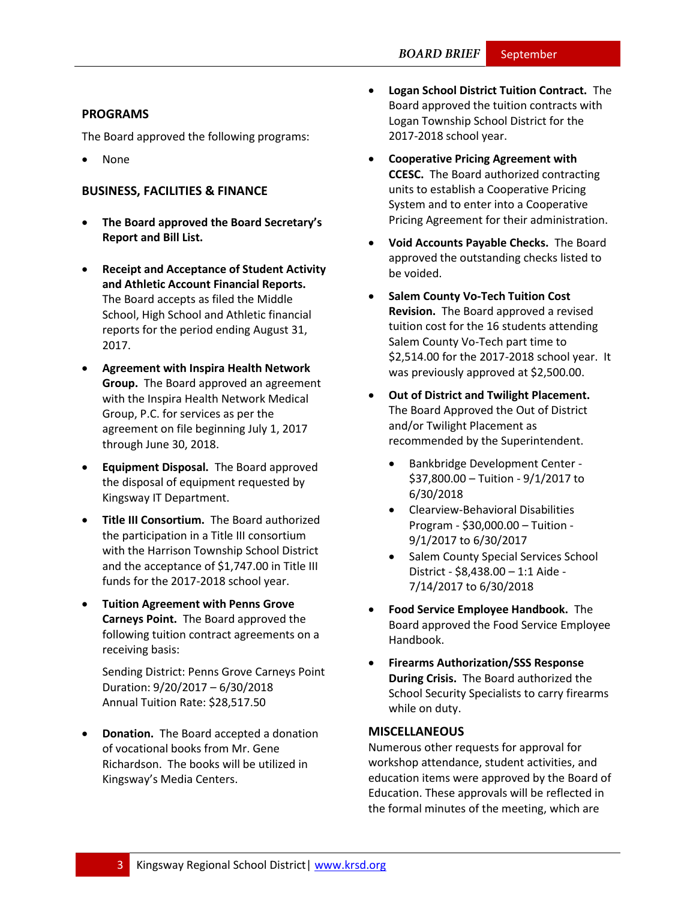## PROGRAMS

The Board approved the following programs:

- None

## BUSINESS, FACILITIES & FINANCE

- **The Board approved the Board Secretary's Report and Bill List.**

- **Receipt and Acceptance of Student Activity and Athletic Account Financial Reports.** The Board accepts as filed the Middle School, High School and Athletic financial reports for the period ending August 31, 2017.

- **Agreement with Inspira Health Network Group.** The Board approved an agreement with the Inspira Health Network Medical Group, P.C. for services as per the agreement on file beginning July 1, 2017 through June 30, 2018.

- **Equipment Disposal.** The Board approved the disposal of equipment requested by Kingsway IT Department.

- **Title III Consortium.** The Board authorized the participation in a Title III consortium with the Harrison Township School District and the acceptance of $1,747.00 in Title III funds for the 2017-2018 school year.

- **Tuition Agreement with Penns Grove Carneys Point.** The Board approved the following tuition contract agreements on a receiving basis:

  Sending District: Penns Grove Carneys Point
  Duration: 9/20/2017 – 6/30/2018
  Annual Tuition Rate: $28,517.50

- **Donation.** The Board accepted a donation of vocational books from Mr. Gene Richardson. The books will be utilized in Kingsway's Media Centers.

- **Logan School District Tuition Contract.** The Board approved the tuition contracts with Logan Township School District for the 2017-2018 school year.

- **Cooperative Pricing Agreement with CCESC.** The Board authorized contracting units to establish a Cooperative Pricing System and to enter into a Cooperative Pricing Agreement for their administration.

- **Void Accounts Payable Checks.** The Board approved the outstanding checks listed to be voided.

- **Salem County Vo-Tech Tuition Cost Revision.** The Board approved a revised tuition cost for the 16 students attending Salem County Vo-Tech part time to $2,514.00 for the 2017-2018 school year. It was previously approved at $2,500.00.

- **Out of District and Twilight Placement.** The Board Approved the Out of District and/or Twilight Placement as recommended by the Superintendent.
  - Bankbridge Development Center - $37,800.00 – Tuition - 9/1/2017 to 6/30/2018
  - Clearview-Behavioral Disabilities Program - $30,000.00 – Tuition - 9/1/2017 to 6/30/2017
  - Salem County Special Services School District - $8,438.00 – 1:1 Aide - 7/14/2017 to 6/30/2018

- **Food Service Employee Handbook.** The Board approved the Food Service Employee Handbook.

- **Firearms Authorization/SSS Response During Crisis.** The Board authorized the School Security Specialists to carry firearms while on duty.

## MISCELLANEOUS

Numerous other requests for approval for workshop attendance, student activities, and education items were approved by the Board of Education. These approvals will be reflected in the formal minutes of the meeting, which are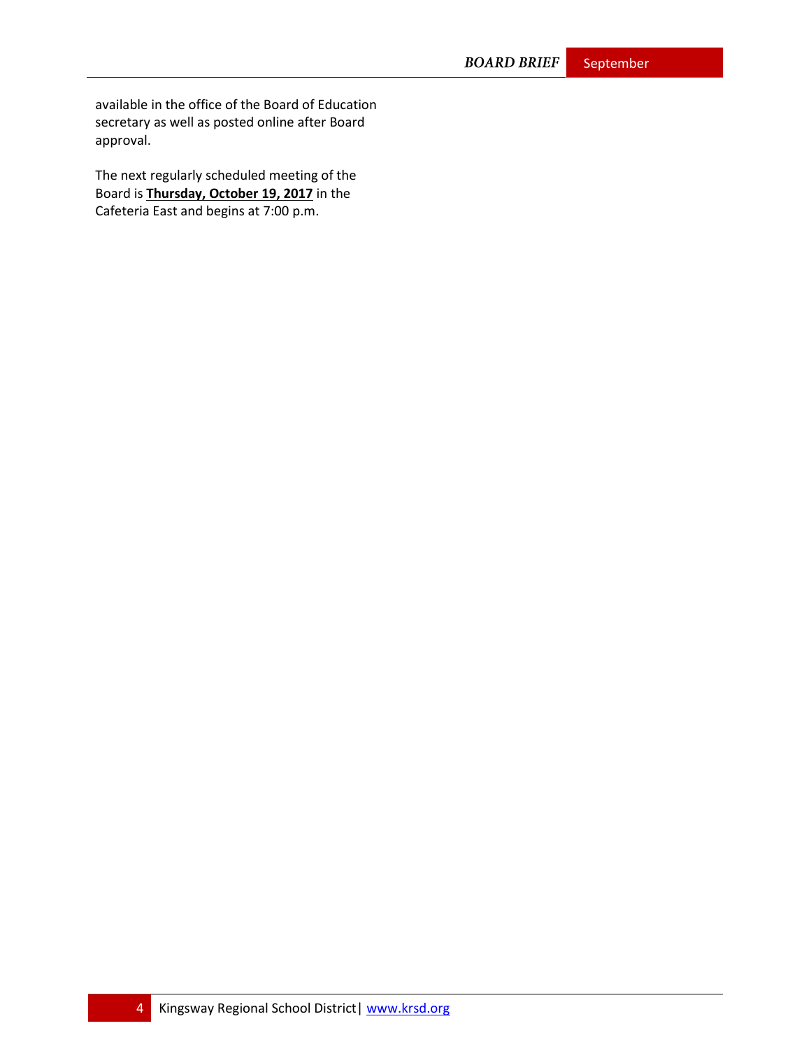available in the office of the Board of Education secretary as well as posted online after Board approval.

The next regularly scheduled meeting of the Board is **Thursday, October 19, 2017** in the Cafeteria East and begins at 7:00 p.m.